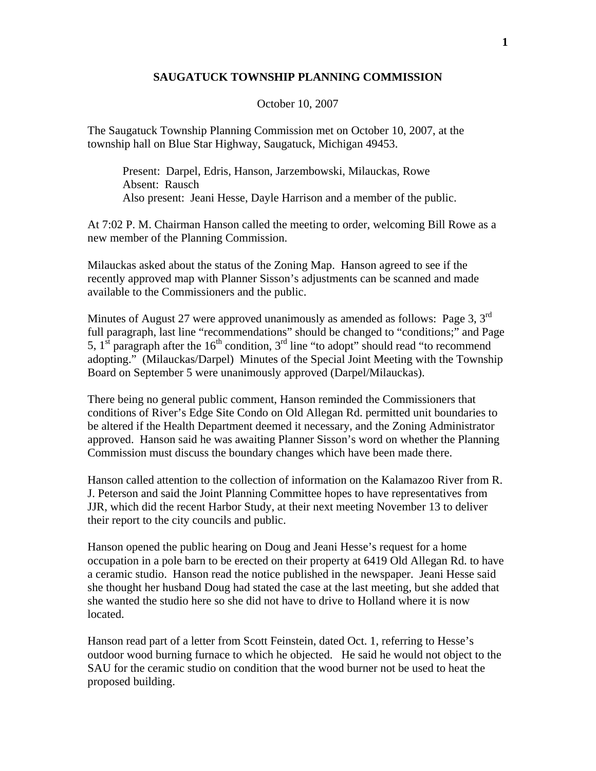# SAUGATUCK TOWNSHIP PLANNING COMMISSION

October 10, 2007

The Saugatuck Township Planning Commission met on October 10, 2007, at the township hall on Blue Star Highway, Saugatuck, Michigan 49453.

> Present: Darpel, Edris, Hanson, Jarzembowski, Milauckas, Rowe
> Absent: Rausch
> Also present: Jeani Hesse, Dayle Harrison and a member of the public.

At 7:02 P. M. Chairman Hanson called the meeting to order, welcoming Bill Rowe as a new member of the Planning Commission.

Milauckas asked about the status of the Zoning Map. Hanson agreed to see if the recently approved map with Planner Sisson's adjustments can be scanned and made available to the Commissioners and the public.

Minutes of August 27 were approved unanimously as amended as follows: Page 3, 3rd full paragraph, last line "recommendations" should be changed to "conditions;" and Page 5, 1st paragraph after the 16th condition, 3rd line "to adopt" should read "to recommend adopting." (Milauckas/Darpel) Minutes of the Special Joint Meeting with the Township Board on September 5 were unanimously approved (Darpel/Milauckas).

There being no general public comment, Hanson reminded the Commissioners that conditions of River's Edge Site Condo on Old Allegan Rd. permitted unit boundaries to be altered if the Health Department deemed it necessary, and the Zoning Administrator approved. Hanson said he was awaiting Planner Sisson's word on whether the Planning Commission must discuss the boundary changes which have been made there.

Hanson called attention to the collection of information on the Kalamazoo River from R. J. Peterson and said the Joint Planning Committee hopes to have representatives from JJR, which did the recent Harbor Study, at their next meeting November 13 to deliver their report to the city councils and public.

Hanson opened the public hearing on Doug and Jeani Hesse's request for a home occupation in a pole barn to be erected on their property at 6419 Old Allegan Rd. to have a ceramic studio. Hanson read the notice published in the newspaper. Jeani Hesse said she thought her husband Doug had stated the case at the last meeting, but she added that she wanted the studio here so she did not have to drive to Holland where it is now located.

Hanson read part of a letter from Scott Feinstein, dated Oct. 1, referring to Hesse's outdoor wood burning furnace to which he objected. He said he would not object to the SAU for the ceramic studio on condition that the wood burner not be used to heat the proposed building.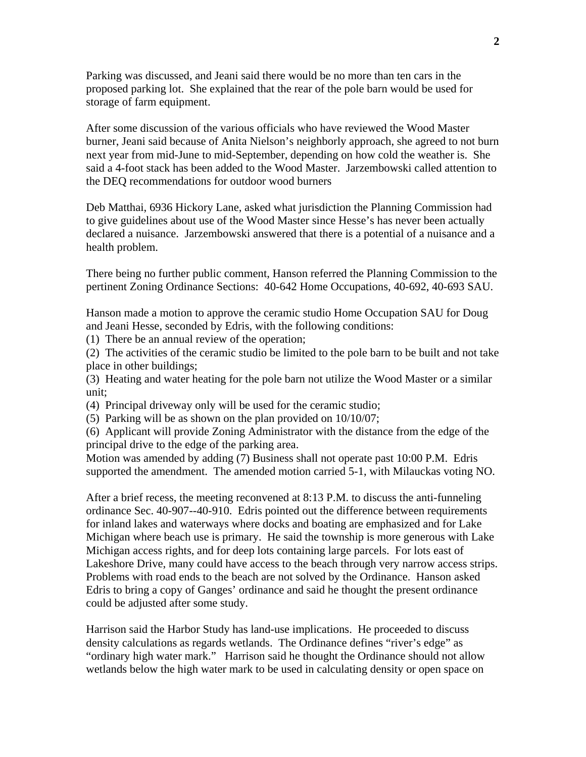Parking was discussed, and Jeani said there would be no more than ten cars in the proposed parking lot. She explained that the rear of the pole barn would be used for storage of farm equipment.

After some discussion of the various officials who have reviewed the Wood Master burner, Jeani said because of Anita Nielson's neighborly approach, she agreed to not burn next year from mid-June to mid-September, depending on how cold the weather is. She said a 4-foot stack has been added to the Wood Master. Jarzembowski called attention to the DEQ recommendations for outdoor wood burners

Deb Matthai, 6936 Hickory Lane, asked what jurisdiction the Planning Commission had to give guidelines about use of the Wood Master since Hesse's has never been actually declared a nuisance. Jarzembowski answered that there is a potential of a nuisance and a health problem.

There being no further public comment, Hanson referred the Planning Commission to the pertinent Zoning Ordinance Sections: 40-642 Home Occupations, 40-692, 40-693 SAU.

Hanson made a motion to approve the ceramic studio Home Occupation SAU for Doug and Jeani Hesse, seconded by Edris, with the following conditions:

(1) There be an annual review of the operation;
(2) The activities of the ceramic studio be limited to the pole barn to be built and not take place in other buildings;
(3) Heating and water heating for the pole barn not utilize the Wood Master or a similar unit;
(4) Principal driveway only will be used for the ceramic studio;
(5) Parking will be as shown on the plan provided on 10/10/07;
(6) Applicant will provide Zoning Administrator with the distance from the edge of the principal drive to the edge of the parking area.

Motion was amended by adding (7) Business shall not operate past 10:00 P.M. Edris supported the amendment. The amended motion carried 5-1, with Milauckas voting NO.

After a brief recess, the meeting reconvened at 8:13 P.M. to discuss the anti-funneling ordinance Sec. 40-907--40-910. Edris pointed out the difference between requirements for inland lakes and waterways where docks and boating are emphasized and for Lake Michigan where beach use is primary. He said the township is more generous with Lake Michigan access rights, and for deep lots containing large parcels. For lots east of Lakeshore Drive, many could have access to the beach through very narrow access strips. Problems with road ends to the beach are not solved by the Ordinance. Hanson asked Edris to bring a copy of Ganges' ordinance and said he thought the present ordinance could be adjusted after some study.

Harrison said the Harbor Study has land-use implications. He proceeded to discuss density calculations as regards wetlands. The Ordinance defines "river's edge" as "ordinary high water mark." Harrison said he thought the Ordinance should not allow wetlands below the high water mark to be used in calculating density or open space on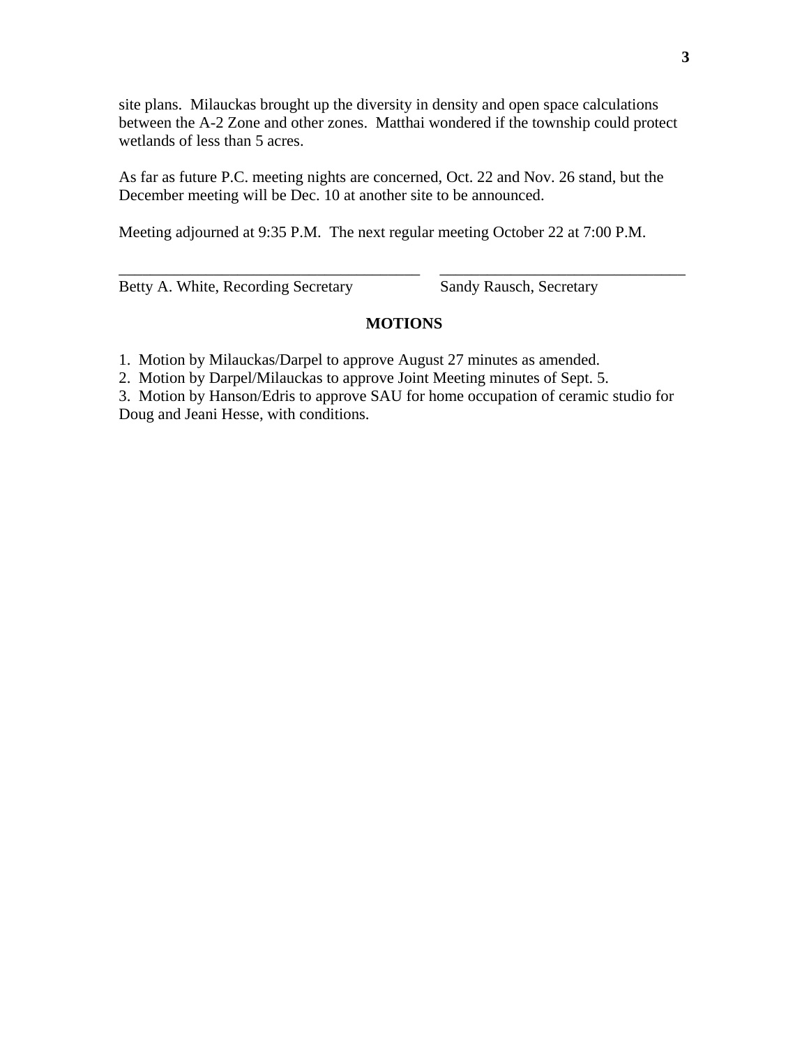site plans. Milauckas brought up the diversity in density and open space calculations between the A-2 Zone and other zones. Matthai wondered if the township could protect wetlands of less than 5 acres.

As far as future P.C. meeting nights are concerned, Oct. 22 and Nov. 26 stand, but the December meeting will be Dec. 10 at another site to be announced.

Meeting adjourned at 9:35 P.M. The next regular meeting October 22 at 7:00 P.M.

\_\_\_\_\_\_\_\_\_\_\_\_\_\_\_\_\_\_\_\_\_\_\_\_\_\_\_\_\_\_\_\_\_\_\_\_\_\_ \_\_\_\_\_\_\_\_\_\_\_\_\_\_\_\_\_\_\_\_\_\_\_\_\_\_\_\_\_\_\_\_

Betty A. White, Recording Secretary Sandy Rausch, Secretary

**MOTIONS**

1. Motion by Milauckas/Darpel to approve August 27 minutes as amended.
2. Motion by Darpel/Milauckas to approve Joint Meeting minutes of Sept. 5.
3. Motion by Hanson/Edris to approve SAU for home occupation of ceramic studio for Doug and Jeani Hesse, with conditions.